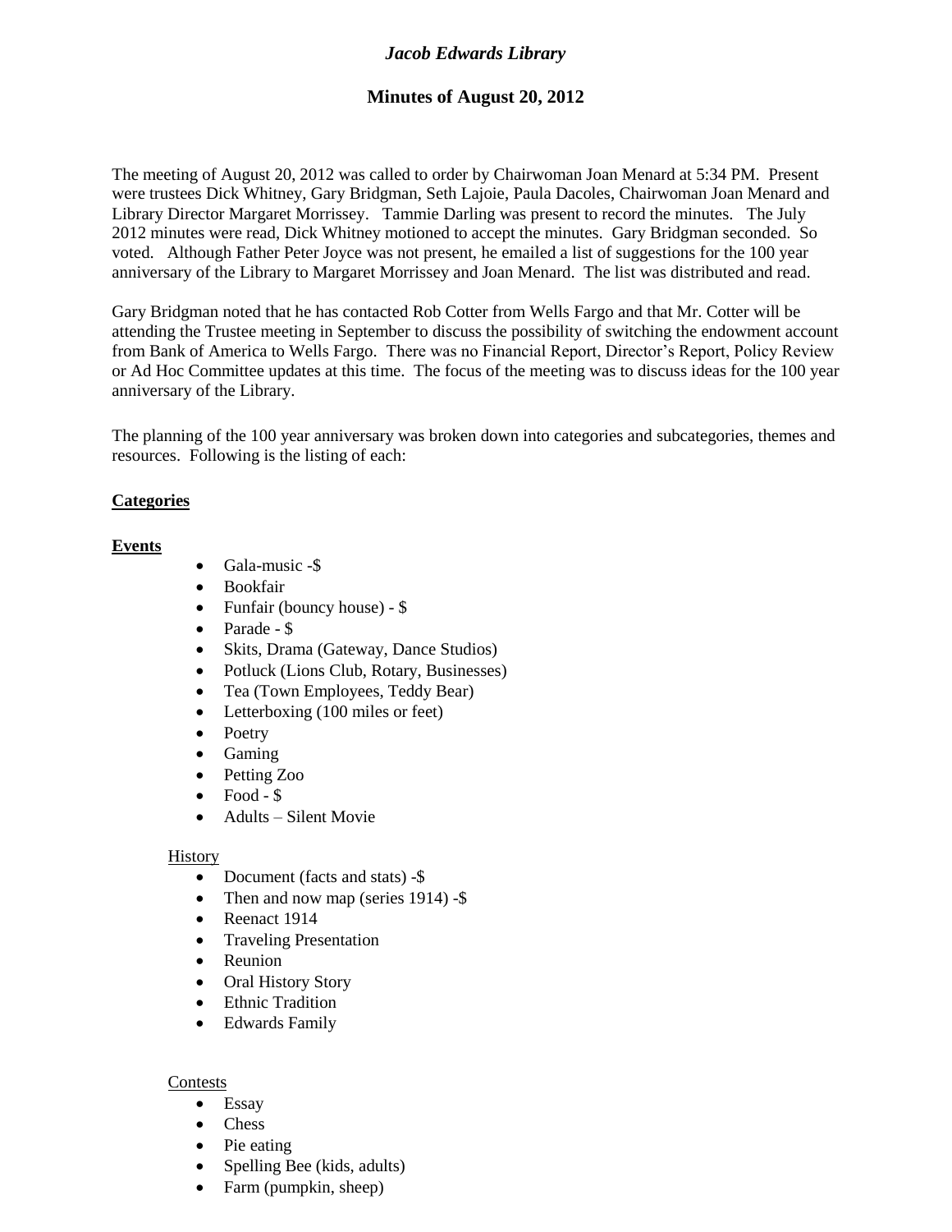# *Jacob Edwards Library*

## Minutes of August 20, 2012

The meeting of August 20, 2012 was called to order by Chairwoman Joan Menard at 5:34 PM. Present were trustees Dick Whitney, Gary Bridgman, Seth Lajoie, Paula Dacoles, Chairwoman Joan Menard and Library Director Margaret Morrissey. Tammie Darling was present to record the minutes. The July 2012 minutes were read, Dick Whitney motioned to accept the minutes. Gary Bridgman seconded. So voted. Although Father Peter Joyce was not present, he emailed a list of suggestions for the 100 year anniversary of the Library to Margaret Morrissey and Joan Menard. The list was distributed and read.

Gary Bridgman noted that he has contacted Rob Cotter from Wells Fargo and that Mr. Cotter will be attending the Trustee meeting in September to discuss the possibility of switching the endowment account from Bank of America to Wells Fargo. There was no Financial Report, Director's Report, Policy Review or Ad Hoc Committee updates at this time. The focus of the meeting was to discuss ideas for the 100 year anniversary of the Library.

The planning of the 100 year anniversary was broken down into categories and subcategories, themes and resources. Following is the listing of each:

**<u>Categories</u>**

**<u>Events</u>**

- Gala-music -$
- Bookfair
- Funfair (bouncy house) - $
- Parade - $
- Skits, Drama (Gateway, Dance Studios)
- Potluck (Lions Club, Rotary, Businesses)
- Tea (Town Employees, Teddy Bear)
- Letterboxing (100 miles or feet)
- Poetry
- Gaming
- Petting Zoo
- Food - $
- Adults – Silent Movie

<u>History</u>

- Document (facts and stats) -$
- Then and now map (series 1914) -$
- Reenact 1914
- Traveling Presentation
- Reunion
- Oral History Story
- Ethnic Tradition
- Edwards Family

<u>Contests</u>

- Essay
- Chess
- Pie eating
- Spelling Bee (kids, adults)
- Farm (pumpkin, sheep)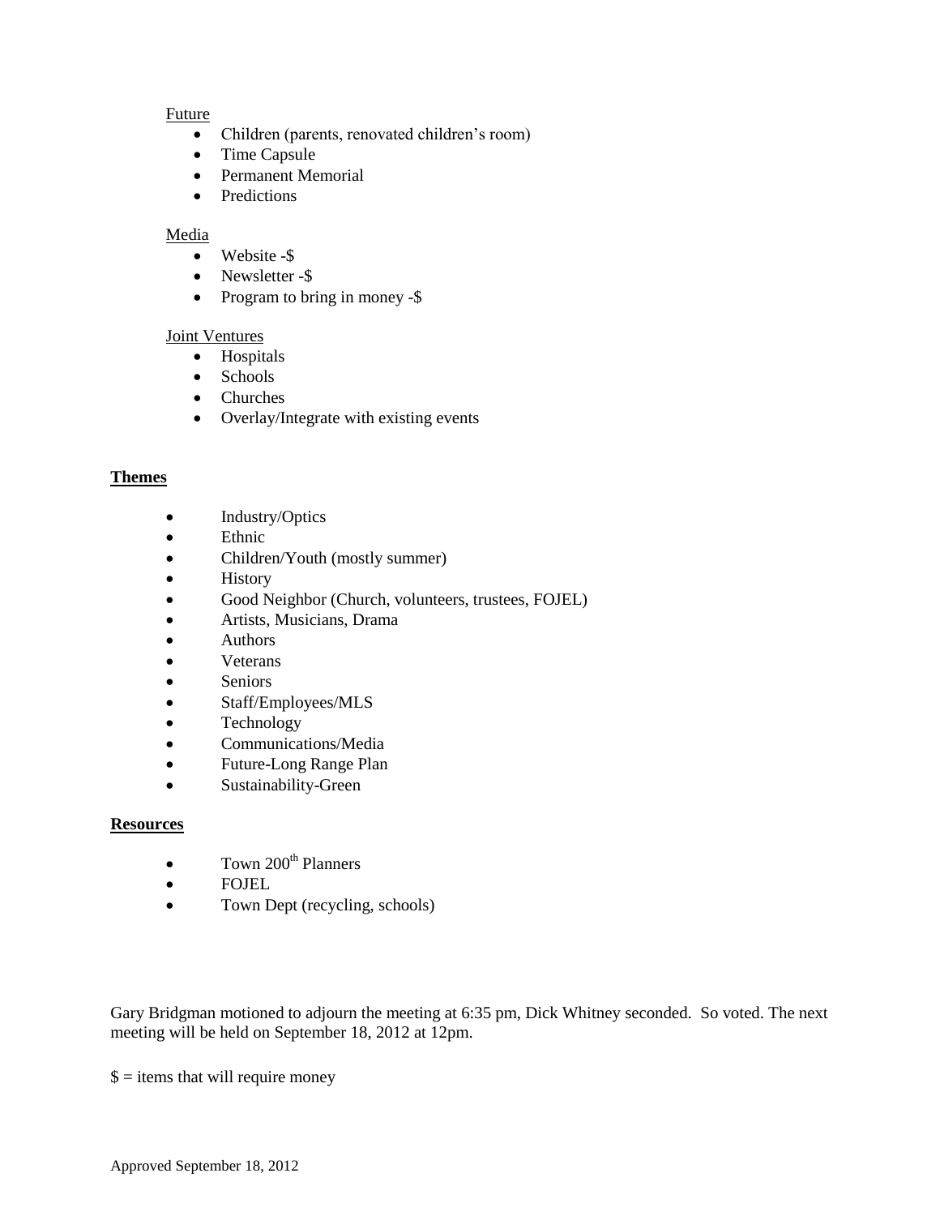Future

- Children (parents, renovated children's room)
- Time Capsule
- Permanent Memorial
- Predictions

Media

- Website -$
- Newsletter -$
- Program to bring in money -$

Joint Ventures

- Hospitals
- Schools
- Churches
- Overlay/Integrate with existing events

**Themes**

- Industry/Optics
- Ethnic
- Children/Youth (mostly summer)
- History
- Good Neighbor (Church, volunteers, trustees, FOJEL)
- Artists, Musicians, Drama
- Authors
- Veterans
- Seniors
- Staff/Employees/MLS
- Technology
- Communications/Media
- Future-Long Range Plan
- Sustainability-Green

**Resources**

- Town 200th Planners
- FOJEL
- Town Dept (recycling, schools)

Gary Bridgman motioned to adjourn the meeting at 6:35 pm, Dick Whitney seconded. So voted. The next meeting will be held on September 18, 2012 at 12pm.

$ = items that will require money

Approved September 18, 2012